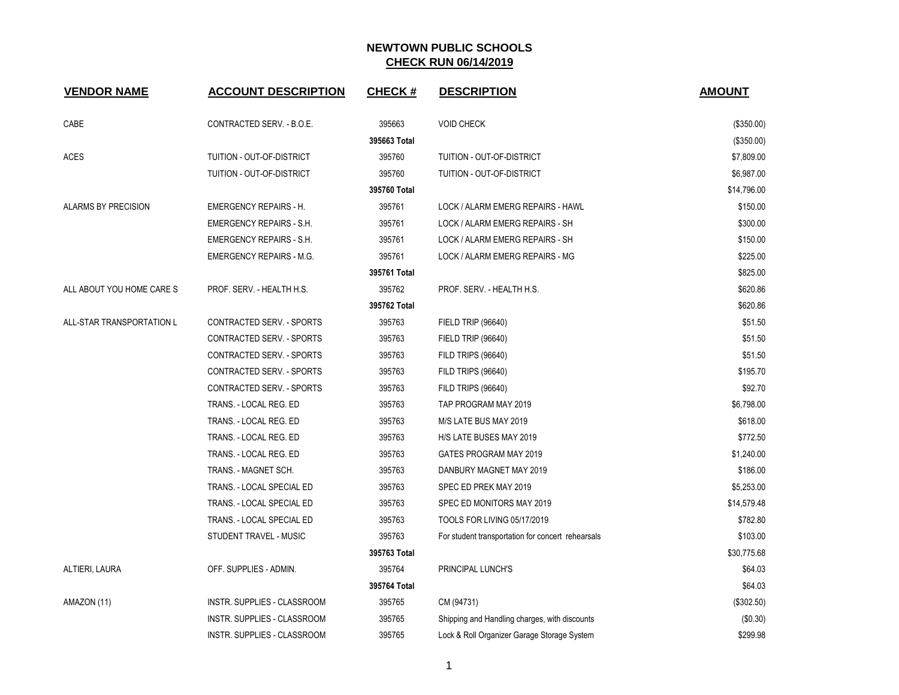# NEWTOWN PUBLIC SCHOOLS

## CHECK RUN 06/14/2019

| VENDOR NAME | ACCOUNT DESCRIPTION | CHECK # | DESCRIPTION | AMOUNT |
|---|---|---|---|---|
| CABE | CONTRACTED SERV. - B.O.E. | 395663 | VOID CHECK | ($350.00) |
| | | 395663 Total | | ($350.00) |
| ACES | TUITION - OUT-OF-DISTRICT | 395760 | TUITION - OUT-OF-DISTRICT | $7,809.00 |
| | TUITION - OUT-OF-DISTRICT | 395760 | TUITION - OUT-OF-DISTRICT | $6,987.00 |
| | | 395760 Total | | $14,796.00 |
| ALARMS BY PRECISION | EMERGENCY REPAIRS - H. | 395761 | LOCK / ALARM EMERG REPAIRS - HAWL | $150.00 |
| | EMERGENCY REPAIRS - S.H. | 395761 | LOCK / ALARM EMERG REPAIRS - SH | $300.00 |
| | EMERGENCY REPAIRS - S.H. | 395761 | LOCK / ALARM EMERG REPAIRS - SH | $150.00 |
| | EMERGENCY REPAIRS - M.G. | 395761 | LOCK / ALARM EMERG REPAIRS - MG | $225.00 |
| | | 395761 Total | | $825.00 |
| ALL ABOUT YOU HOME CARE S | PROF. SERV. - HEALTH H.S. | 395762 | PROF. SERV. - HEALTH H.S. | $620.86 |
| | | 395762 Total | | $620.86 |
| ALL-STAR TRANSPORTATION L | CONTRACTED SERV. - SPORTS | 395763 | FIELD TRIP (96640) | $51.50 |
| | CONTRACTED SERV. - SPORTS | 395763 | FIELD TRIP (96640) | $51.50 |
| | CONTRACTED SERV. - SPORTS | 395763 | FILD TRIPS (96640) | $51.50 |
| | CONTRACTED SERV. - SPORTS | 395763 | FILD TRIPS (96640) | $195.70 |
| | CONTRACTED SERV. - SPORTS | 395763 | FILD TRIPS (96640) | $92.70 |
| | TRANS. - LOCAL REG. ED | 395763 | TAP PROGRAM MAY 2019 | $6,798.00 |
| | TRANS. - LOCAL REG. ED | 395763 | M/S LATE BUS MAY 2019 | $618.00 |
| | TRANS. - LOCAL REG. ED | 395763 | H/S LATE BUSES MAY 2019 | $772.50 |
| | TRANS. - LOCAL REG. ED | 395763 | GATES PROGRAM MAY 2019 | $1,240.00 |
| | TRANS. - MAGNET SCH. | 395763 | DANBURY MAGNET MAY 2019 | $186.00 |
| | TRANS. - LOCAL SPECIAL ED | 395763 | SPEC ED PREK MAY 2019 | $5,253.00 |
| | TRANS. - LOCAL SPECIAL ED | 395763 | SPEC ED MONITORS MAY 2019 | $14,579.48 |
| | TRANS. - LOCAL SPECIAL ED | 395763 | TOOLS FOR LIVING 05/17/2019 | $782.80 |
| | STUDENT TRAVEL - MUSIC | 395763 | For student transportation for concert rehearsals | $103.00 |
| | | 395763 Total | | $30,775.68 |
| ALTIERI, LAURA | OFF. SUPPLIES - ADMIN. | 395764 | PRINCIPAL LUNCH'S | $64.03 |
| | | 395764 Total | | $64.03 |
| AMAZON (11) | INSTR. SUPPLIES - CLASSROOM | 395765 | CM (94731) | ($302.50) |
| | INSTR. SUPPLIES - CLASSROOM | 395765 | Shipping and Handling charges, with discounts | ($0.30) |
| | INSTR. SUPPLIES - CLASSROOM | 395765 | Lock & Roll Organizer Garage Storage System | $299.98 |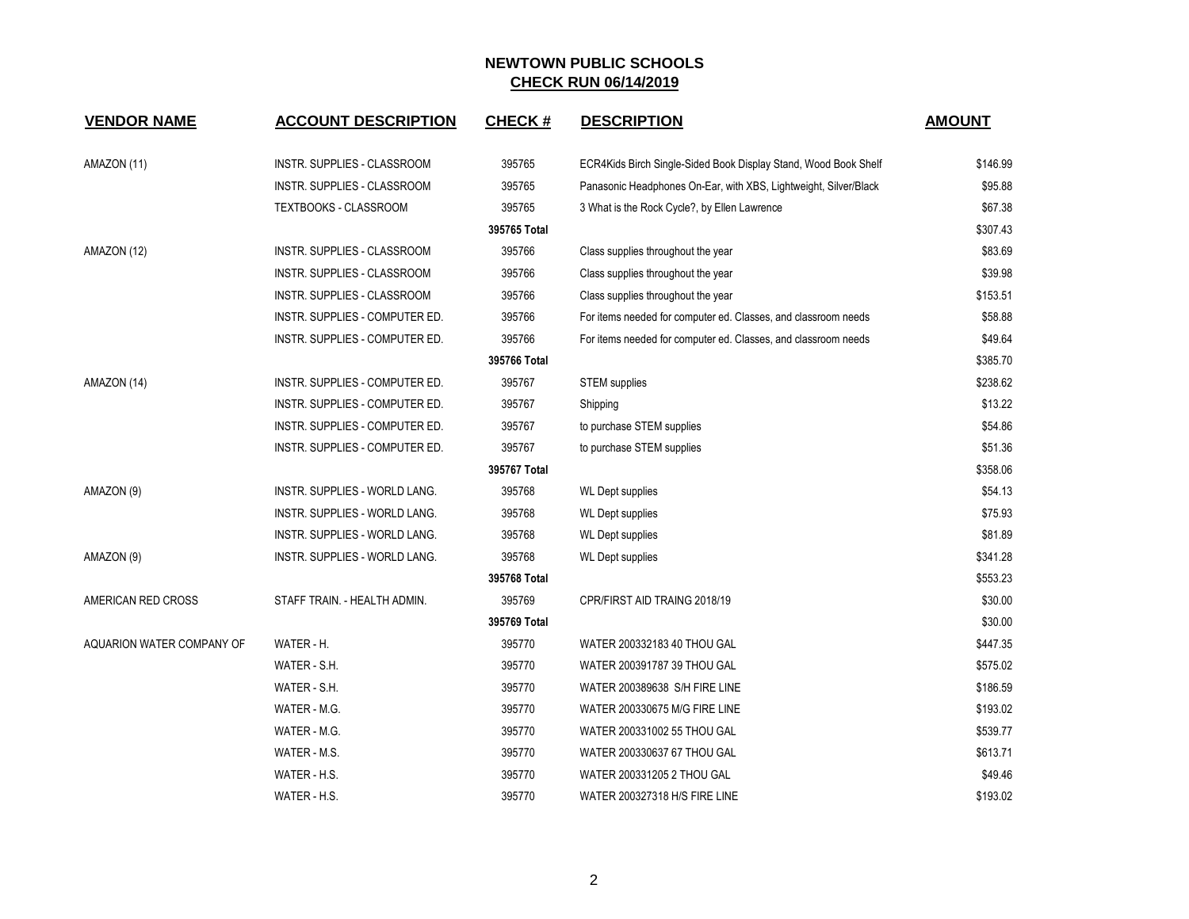# NEWTOWN PUBLIC SCHOOLS
## CHECK RUN 06/14/2019

| VENDOR NAME | ACCOUNT DESCRIPTION | CHECK # | DESCRIPTION | AMOUNT |
|---|---|---|---|---|
| AMAZON (11) | INSTR. SUPPLIES - CLASSROOM | 395765 | ECR4Kids Birch Single-Sided Book Display Stand, Wood Book Shelf | $146.99 |
| | INSTR. SUPPLIES - CLASSROOM | 395765 | Panasonic Headphones On-Ear, with XBS, Lightweight, Silver/Black | $95.88 |
| | TEXTBOOKS - CLASSROOM | 395765 | 3 What is the Rock Cycle?, by Ellen Lawrence | $67.38 |
| | | 395765 Total | | $307.43 |
| AMAZON (12) | INSTR. SUPPLIES - CLASSROOM | 395766 | Class supplies throughout the year | $83.69 |
| | INSTR. SUPPLIES - CLASSROOM | 395766 | Class supplies throughout the year | $39.98 |
| | INSTR. SUPPLIES - CLASSROOM | 395766 | Class supplies throughout the year | $153.51 |
| | INSTR. SUPPLIES - COMPUTER ED. | 395766 | For items needed for computer ed. Classes, and classroom needs | $58.88 |
| | INSTR. SUPPLIES - COMPUTER ED. | 395766 | For items needed for computer ed. Classes, and classroom needs | $49.64 |
| | | 395766 Total | | $385.70 |
| AMAZON (14) | INSTR. SUPPLIES - COMPUTER ED. | 395767 | STEM supplies | $238.62 |
| | INSTR. SUPPLIES - COMPUTER ED. | 395767 | Shipping | $13.22 |
| | INSTR. SUPPLIES - COMPUTER ED. | 395767 | to purchase STEM supplies | $54.86 |
| | INSTR. SUPPLIES - COMPUTER ED. | 395767 | to purchase STEM supplies | $51.36 |
| | | 395767 Total | | $358.06 |
| AMAZON (9) | INSTR. SUPPLIES - WORLD LANG. | 395768 | WL Dept supplies | $54.13 |
| | INSTR. SUPPLIES - WORLD LANG. | 395768 | WL Dept supplies | $75.93 |
| | INSTR. SUPPLIES - WORLD LANG. | 395768 | WL Dept supplies | $81.89 |
| AMAZON (9) | INSTR. SUPPLIES - WORLD LANG. | 395768 | WL Dept supplies | $341.28 |
| | | 395768 Total | | $553.23 |
| AMERICAN RED CROSS | STAFF TRAIN. - HEALTH ADMIN. | 395769 | CPR/FIRST AID TRAING 2018/19 | $30.00 |
| | | 395769 Total | | $30.00 |
| AQUARION WATER COMPANY OF | WATER - H. | 395770 | WATER 200332183 40 THOU GAL | $447.35 |
| | WATER - S.H. | 395770 | WATER 200391787 39 THOU GAL | $575.02 |
| | WATER - S.H. | 395770 | WATER 200389638 S/H FIRE LINE | $186.59 |
| | WATER - M.G. | 395770 | WATER 200330675 M/G FIRE LINE | $193.02 |
| | WATER - M.G. | 395770 | WATER 200331002 55 THOU GAL | $539.77 |
| | WATER - M.S. | 395770 | WATER 200330637 67 THOU GAL | $613.71 |
| | WATER - H.S. | 395770 | WATER 200331205 2 THOU GAL | $49.46 |
| | WATER - H.S. | 395770 | WATER 200327318 H/S FIRE LINE | $193.02 |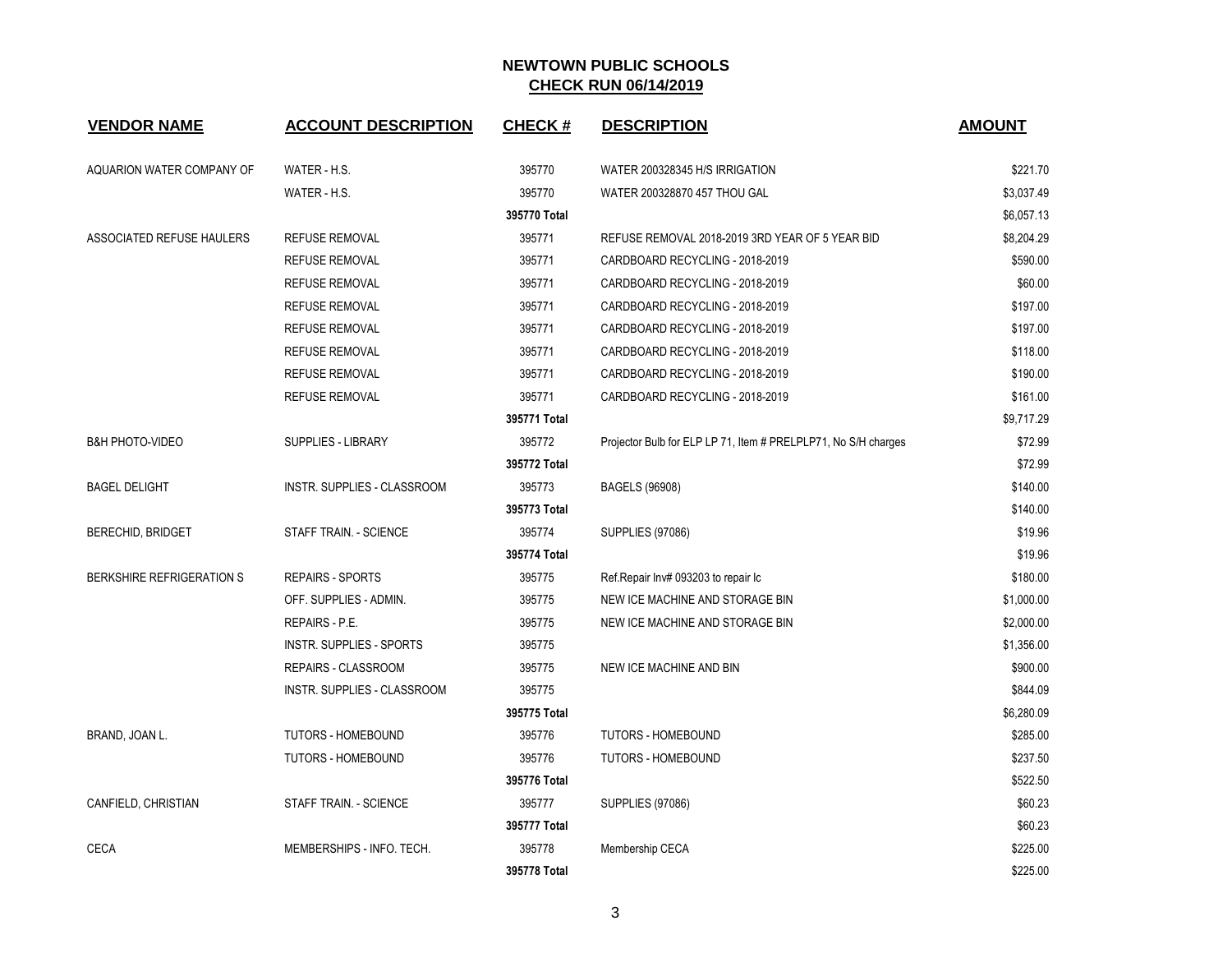**NEWTOWN PUBLIC SCHOOLS**
**CHECK RUN 06/14/2019**

| VENDOR NAME | ACCOUNT DESCRIPTION | CHECK # | DESCRIPTION | AMOUNT |
|---|---|---|---|---|
| AQUARION WATER COMPANY OF | WATER - H.S. | 395770 | WATER 200328345 H/S IRRIGATION | $221.70 |
| | WATER - H.S. | 395770 | WATER 200328870 457 THOU GAL | $3,037.49 |
| | | **395770 Total** | | $6,057.13 |
| ASSOCIATED REFUSE HAULERS | REFUSE REMOVAL | 395771 | REFUSE REMOVAL 2018-2019 3RD YEAR OF 5 YEAR BID | $8,204.29 |
| | REFUSE REMOVAL | 395771 | CARDBOARD RECYCLING - 2018-2019 | $590.00 |
| | REFUSE REMOVAL | 395771 | CARDBOARD RECYCLING - 2018-2019 | $60.00 |
| | REFUSE REMOVAL | 395771 | CARDBOARD RECYCLING - 2018-2019 | $197.00 |
| | REFUSE REMOVAL | 395771 | CARDBOARD RECYCLING - 2018-2019 | $197.00 |
| | REFUSE REMOVAL | 395771 | CARDBOARD RECYCLING - 2018-2019 | $118.00 |
| | REFUSE REMOVAL | 395771 | CARDBOARD RECYCLING - 2018-2019 | $190.00 |
| | REFUSE REMOVAL | 395771 | CARDBOARD RECYCLING - 2018-2019 | $161.00 |
| | | **395771 Total** | | $9,717.29 |
| B&H PHOTO-VIDEO | SUPPLIES - LIBRARY | 395772 | Projector Bulb for ELP LP 71, Item # PRELPLP71, No S/H charges | $72.99 |
| | | **395772 Total** | | $72.99 |
| BAGEL DELIGHT | INSTR. SUPPLIES - CLASSROOM | 395773 | BAGELS (96908) | $140.00 |
| | | **395773 Total** | | $140.00 |
| BERECHID, BRIDGET | STAFF TRAIN. - SCIENCE | 395774 | SUPPLIES (97086) | $19.96 |
| | | **395774 Total** | | $19.96 |
| BERKSHIRE REFRIGERATION S | REPAIRS - SPORTS | 395775 | Ref.Repair Inv# 093203 to repair Ic | $180.00 |
| | OFF. SUPPLIES - ADMIN. | 395775 | NEW ICE MACHINE AND STORAGE BIN | $1,000.00 |
| | REPAIRS - P.E. | 395775 | NEW ICE MACHINE AND STORAGE BIN | $2,000.00 |
| | INSTR. SUPPLIES - SPORTS | 395775 | | $1,356.00 |
| | REPAIRS - CLASSROOM | 395775 | NEW ICE MACHINE AND BIN | $900.00 |
| | INSTR. SUPPLIES - CLASSROOM | 395775 | | $844.09 |
| | | **395775 Total** | | $6,280.09 |
| BRAND, JOAN L. | TUTORS - HOMEBOUND | 395776 | TUTORS - HOMEBOUND | $285.00 |
| | TUTORS - HOMEBOUND | 395776 | TUTORS - HOMEBOUND | $237.50 |
| | | **395776 Total** | | $522.50 |
| CANFIELD, CHRISTIAN | STAFF TRAIN. - SCIENCE | 395777 | SUPPLIES (97086) | $60.23 |
| | | **395777 Total** | | $60.23 |
| CECA | MEMBERSHIPS - INFO. TECH. | 395778 | Membership CECA | $225.00 |
| | | **395778 Total** | | $225.00 |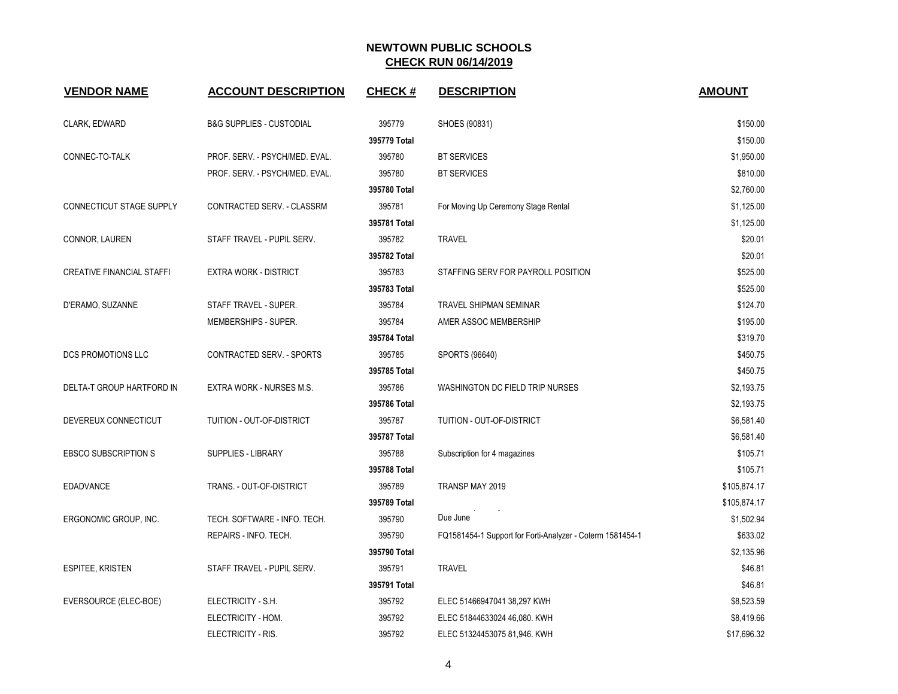# NEWTOWN PUBLIC SCHOOLS

## CHECK RUN 06/14/2019

| VENDOR NAME | ACCOUNT DESCRIPTION | CHECK # | DESCRIPTION | AMOUNT |
|---|---|---|---|---|
| CLARK, EDWARD | B&G SUPPLIES - CUSTODIAL | 395779 | SHOES (90831) | $150.00 |
| | | 395779 Total | | $150.00 |
| CONNEC-TO-TALK | PROF. SERV. - PSYCH/MED. EVAL. | 395780 | BT SERVICES | $1,950.00 |
| | PROF. SERV. - PSYCH/MED. EVAL. | 395780 | BT SERVICES | $810.00 |
| | | 395780 Total | | $2,760.00 |
| CONNECTICUT STAGE SUPPLY | CONTRACTED SERV. - CLASSRM | 395781 | For Moving Up Ceremony Stage Rental | $1,125.00 |
| | | 395781 Total | | $1,125.00 |
| CONNOR, LAUREN | STAFF TRAVEL - PUPIL SERV. | 395782 | TRAVEL | $20.01 |
| | | 395782 Total | | $20.01 |
| CREATIVE FINANCIAL STAFFI | EXTRA WORK - DISTRICT | 395783 | STAFFING SERV FOR PAYROLL POSITION | $525.00 |
| | | 395783 Total | | $525.00 |
| D'ERAMO, SUZANNE | STAFF TRAVEL - SUPER. | 395784 | TRAVEL SHIPMAN SEMINAR | $124.70 |
| | MEMBERSHIPS - SUPER. | 395784 | AMER ASSOC MEMBERSHIP | $195.00 |
| | | 395784 Total | | $319.70 |
| DCS PROMOTIONS LLC | CONTRACTED SERV. - SPORTS | 395785 | SPORTS (96640) | $450.75 |
| | | 395785 Total | | $450.75 |
| DELTA-T GROUP HARTFORD IN | EXTRA WORK - NURSES M.S. | 395786 | WASHINGTON DC FIELD TRIP NURSES | $2,193.75 |
| | | 395786 Total | | $2,193.75 |
| DEVEREUX CONNECTICUT | TUITION - OUT-OF-DISTRICT | 395787 | TUITION - OUT-OF-DISTRICT | $6,581.40 |
| | | 395787 Total | | $6,581.40 |
| EBSCO SUBSCRIPTION S | SUPPLIES - LIBRARY | 395788 | Subscription for 4 magazines | $105.71 |
| | | 395788 Total | | $105.71 |
| EDADVANCE | TRANS. - OUT-OF-DISTRICT | 395789 | TRANSP MAY 2019 | $105,874.17 |
| | | 395789 Total | | $105,874.17 |
| ERGONOMIC GROUP, INC. | TECH. SOFTWARE - INFO. TECH. | 395790 | Due June | $1,502.94 |
| | REPAIRS - INFO. TECH. | 395790 | FQ1581454-1 Support for Forti-Analyzer - Coterm 1581454-1 | $633.02 |
| | | 395790 Total | | $2,135.96 |
| ESPITEE, KRISTEN | STAFF TRAVEL - PUPIL SERV. | 395791 | TRAVEL | $46.81 |
| | | 395791 Total | | $46.81 |
| EVERSOURCE (ELEC-BOE) | ELECTRICITY - S.H. | 395792 | ELEC 51466947041 38,297 KWH | $8,523.59 |
| | ELECTRICITY - HOM. | 395792 | ELEC 51844633024 46,080. KWH | $8,419.66 |
| | ELECTRICITY - RIS. | 395792 | ELEC 51324453075 81,946. KWH | $17,696.32 |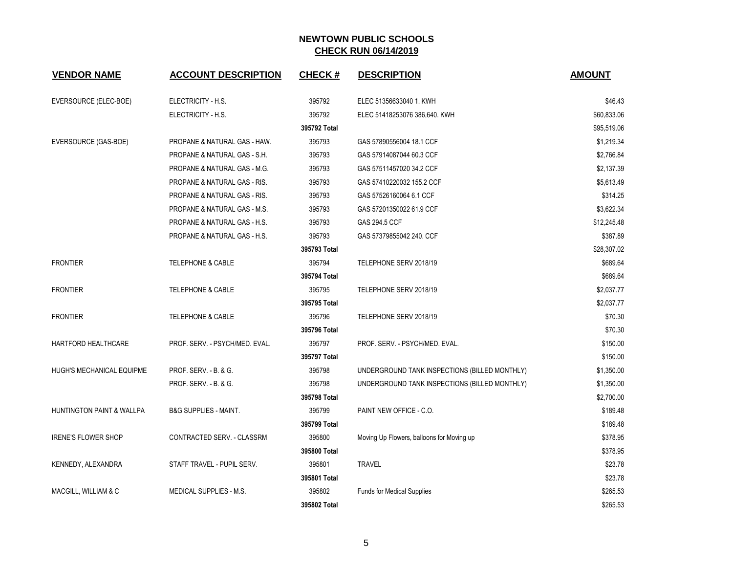# NEWTOWN PUBLIC SCHOOLS

## CHECK RUN 06/14/2019

| VENDOR NAME | ACCOUNT DESCRIPTION | CHECK # | DESCRIPTION | AMOUNT |
|---|---|---|---|---|
| EVERSOURCE (ELEC-BOE) | ELECTRICITY - H.S. | 395792 | ELEC 51356633040 1. KWH | $46.43 |
| | ELECTRICITY - H.S. | 395792 | ELEC 51418253076 386,640. KWH | $60,833.06 |
| | | 395792 Total | | $95,519.06 |
| EVERSOURCE (GAS-BOE) | PROPANE & NATURAL GAS - HAW. | 395793 | GAS 57890556004 18.1 CCF | $1,219.34 |
| | PROPANE & NATURAL GAS - S.H. | 395793 | GAS 57914087044 60.3 CCF | $2,766.84 |
| | PROPANE & NATURAL GAS - M.G. | 395793 | GAS 57511457020 34.2 CCF | $2,137.39 |
| | PROPANE & NATURAL GAS - RIS. | 395793 | GAS 57410220032 155.2 CCF | $5,613.49 |
| | PROPANE & NATURAL GAS - RIS. | 395793 | GAS 57526160064 6.1 CCF | $314.25 |
| | PROPANE & NATURAL GAS - M.S. | 395793 | GAS 57201350022 61.9 CCF | $3,622.34 |
| | PROPANE & NATURAL GAS - H.S. | 395793 | GAS 294.5 CCF | $12,245.48 |
| | PROPANE & NATURAL GAS - H.S. | 395793 | GAS 57379855042 240. CCF | $387.89 |
| | | 395793 Total | | $28,307.02 |
| FRONTIER | TELEPHONE & CABLE | 395794 | TELEPHONE SERV 2018/19 | $689.64 |
| | | 395794 Total | | $689.64 |
| FRONTIER | TELEPHONE & CABLE | 395795 | TELEPHONE SERV 2018/19 | $2,037.77 |
| | | 395795 Total | | $2,037.77 |
| FRONTIER | TELEPHONE & CABLE | 395796 | TELEPHONE SERV 2018/19 | $70.30 |
| | | 395796 Total | | $70.30 |
| HARTFORD HEALTHCARE | PROF. SERV. - PSYCH/MED. EVAL. | 395797 | PROF. SERV. - PSYCH/MED. EVAL. | $150.00 |
| | | 395797 Total | | $150.00 |
| HUGH'S MECHANICAL EQUIPME | PROF. SERV. - B. & G. | 395798 | UNDERGROUND TANK INSPECTIONS (BILLED MONTHLY) | $1,350.00 |
| | PROF. SERV. - B. & G. | 395798 | UNDERGROUND TANK INSPECTIONS (BILLED MONTHLY) | $1,350.00 |
| | | 395798 Total | | $2,700.00 |
| HUNTINGTON PAINT & WALLPA | B&G SUPPLIES - MAINT. | 395799 | PAINT NEW OFFICE - C.O. | $189.48 |
| | | 395799 Total | | $189.48 |
| IRENE'S FLOWER SHOP | CONTRACTED SERV. - CLASSRM | 395800 | Moving Up Flowers, balloons for Moving up | $378.95 |
| | | 395800 Total | | $378.95 |
| KENNEDY, ALEXANDRA | STAFF TRAVEL - PUPIL SERV. | 395801 | TRAVEL | $23.78 |
| | | 395801 Total | | $23.78 |
| MACGILL, WILLIAM & C | MEDICAL SUPPLIES - M.S. | 395802 | Funds for Medical Supplies | $265.53 |
| | | 395802 Total | | $265.53 |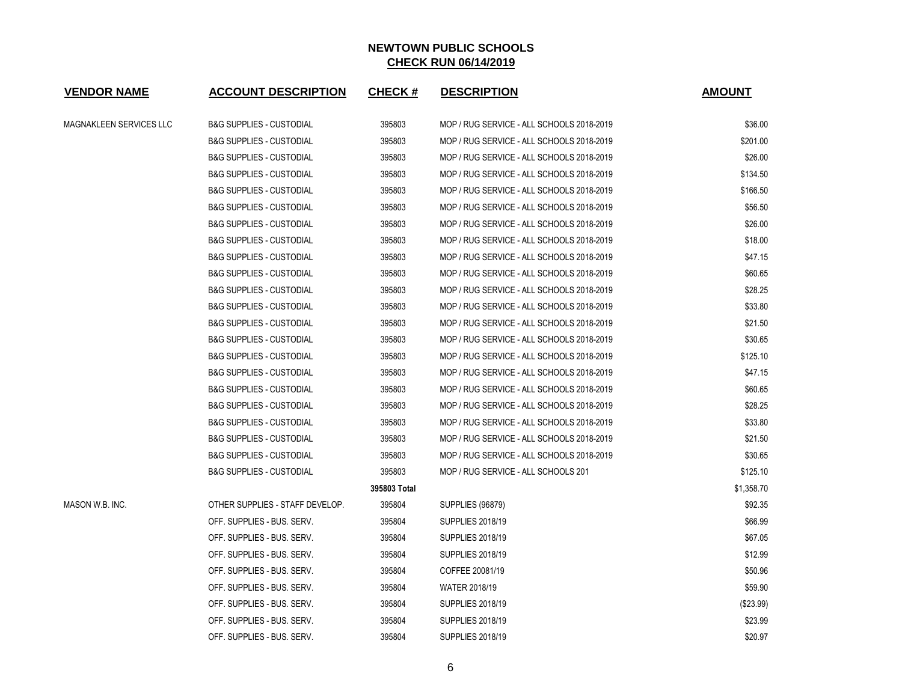# NEWTOWN PUBLIC SCHOOLS

## CHECK RUN 06/14/2019

| VENDOR NAME | ACCOUNT DESCRIPTION | CHECK # | DESCRIPTION | AMOUNT |
|---|---|---|---|---|
| MAGNAKLEEN SERVICES LLC | B&G SUPPLIES - CUSTODIAL | 395803 | MOP / RUG SERVICE - ALL SCHOOLS 2018-2019 | $36.00 |
| | B&G SUPPLIES - CUSTODIAL | 395803 | MOP / RUG SERVICE - ALL SCHOOLS 2018-2019 | $201.00 |
| | B&G SUPPLIES - CUSTODIAL | 395803 | MOP / RUG SERVICE - ALL SCHOOLS 2018-2019 | $26.00 |
| | B&G SUPPLIES - CUSTODIAL | 395803 | MOP / RUG SERVICE - ALL SCHOOLS 2018-2019 | $134.50 |
| | B&G SUPPLIES - CUSTODIAL | 395803 | MOP / RUG SERVICE - ALL SCHOOLS 2018-2019 | $166.50 |
| | B&G SUPPLIES - CUSTODIAL | 395803 | MOP / RUG SERVICE - ALL SCHOOLS 2018-2019 | $56.50 |
| | B&G SUPPLIES - CUSTODIAL | 395803 | MOP / RUG SERVICE - ALL SCHOOLS 2018-2019 | $26.00 |
| | B&G SUPPLIES - CUSTODIAL | 395803 | MOP / RUG SERVICE - ALL SCHOOLS 2018-2019 | $18.00 |
| | B&G SUPPLIES - CUSTODIAL | 395803 | MOP / RUG SERVICE - ALL SCHOOLS 2018-2019 | $47.15 |
| | B&G SUPPLIES - CUSTODIAL | 395803 | MOP / RUG SERVICE - ALL SCHOOLS 2018-2019 | $60.65 |
| | B&G SUPPLIES - CUSTODIAL | 395803 | MOP / RUG SERVICE - ALL SCHOOLS 2018-2019 | $28.25 |
| | B&G SUPPLIES - CUSTODIAL | 395803 | MOP / RUG SERVICE - ALL SCHOOLS 2018-2019 | $33.80 |
| | B&G SUPPLIES - CUSTODIAL | 395803 | MOP / RUG SERVICE - ALL SCHOOLS 2018-2019 | $21.50 |
| | B&G SUPPLIES - CUSTODIAL | 395803 | MOP / RUG SERVICE - ALL SCHOOLS 2018-2019 | $30.65 |
| | B&G SUPPLIES - CUSTODIAL | 395803 | MOP / RUG SERVICE - ALL SCHOOLS 2018-2019 | $125.10 |
| | B&G SUPPLIES - CUSTODIAL | 395803 | MOP / RUG SERVICE - ALL SCHOOLS 2018-2019 | $47.15 |
| | B&G SUPPLIES - CUSTODIAL | 395803 | MOP / RUG SERVICE - ALL SCHOOLS 2018-2019 | $60.65 |
| | B&G SUPPLIES - CUSTODIAL | 395803 | MOP / RUG SERVICE - ALL SCHOOLS 2018-2019 | $28.25 |
| | B&G SUPPLIES - CUSTODIAL | 395803 | MOP / RUG SERVICE - ALL SCHOOLS 2018-2019 | $33.80 |
| | B&G SUPPLIES - CUSTODIAL | 395803 | MOP / RUG SERVICE - ALL SCHOOLS 2018-2019 | $21.50 |
| | B&G SUPPLIES - CUSTODIAL | 395803 | MOP / RUG SERVICE - ALL SCHOOLS 2018-2019 | $30.65 |
| | B&G SUPPLIES - CUSTODIAL | 395803 | MOP / RUG SERVICE - ALL SCHOOLS 201 | $125.10 |
| | | **395803 Total** | | $1,358.70 |
| MASON W.B. INC. | OTHER SUPPLIES - STAFF DEVELOP. | 395804 | SUPPLIES (96879) | $92.35 |
| | OFF. SUPPLIES - BUS. SERV. | 395804 | SUPPLIES 2018/19 | $66.99 |
| | OFF. SUPPLIES - BUS. SERV. | 395804 | SUPPLIES 2018/19 | $67.05 |
| | OFF. SUPPLIES - BUS. SERV. | 395804 | SUPPLIES 2018/19 | $12.99 |
| | OFF. SUPPLIES - BUS. SERV. | 395804 | COFFEE 20081/19 | $50.96 |
| | OFF. SUPPLIES - BUS. SERV. | 395804 | WATER 2018/19 | $59.90 |
| | OFF. SUPPLIES - BUS. SERV. | 395804 | SUPPLIES 2018/19 | ($23.99) |
| | OFF. SUPPLIES - BUS. SERV. | 395804 | SUPPLIES 2018/19 | $23.99 |
| | OFF. SUPPLIES - BUS. SERV. | 395804 | SUPPLIES 2018/19 | $20.97 |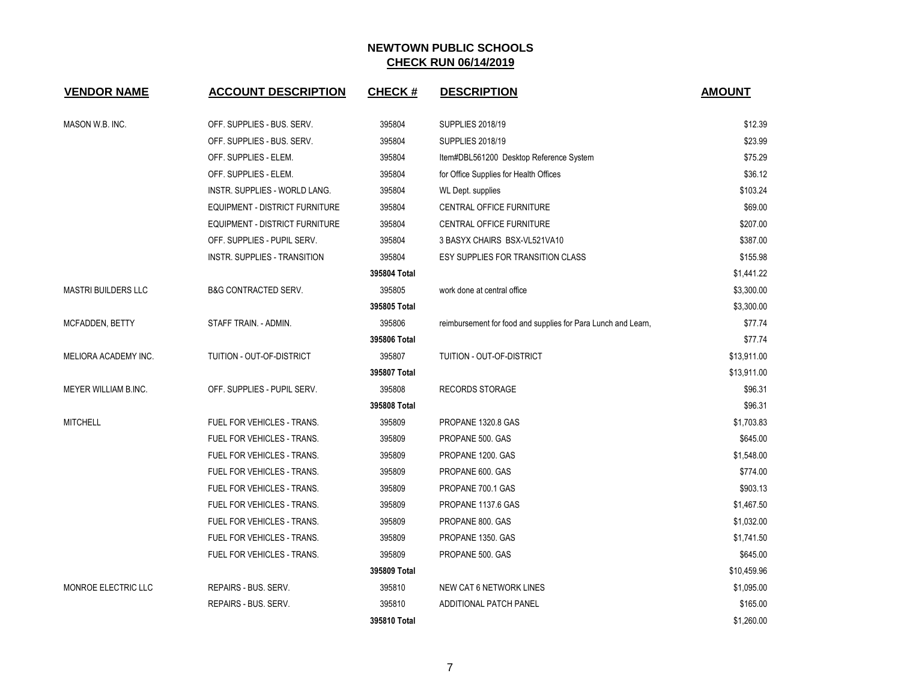# NEWTOWN PUBLIC SCHOOLS
## CHECK RUN 06/14/2019

| VENDOR NAME | ACCOUNT DESCRIPTION | CHECK # | DESCRIPTION | AMOUNT |
|---|---|---|---|---|
| MASON W.B. INC. | OFF. SUPPLIES - BUS. SERV. | 395804 | SUPPLIES 2018/19 | $12.39 |
| | OFF. SUPPLIES - BUS. SERV. | 395804 | SUPPLIES 2018/19 | $23.99 |
| | OFF. SUPPLIES - ELEM. | 395804 | Item#DBL561200 Desktop Reference System | $75.29 |
| | OFF. SUPPLIES - ELEM. | 395804 | for Office Supplies for Health Offices | $36.12 |
| | INSTR. SUPPLIES - WORLD LANG. | 395804 | WL Dept. supplies | $103.24 |
| | EQUIPMENT - DISTRICT FURNITURE | 395804 | CENTRAL OFFICE FURNITURE | $69.00 |
| | EQUIPMENT - DISTRICT FURNITURE | 395804 | CENTRAL OFFICE FURNITURE | $207.00 |
| | OFF. SUPPLIES - PUPIL SERV. | 395804 | 3 BASYX CHAIRS BSX-VL521VA10 | $387.00 |
| | INSTR. SUPPLIES - TRANSITION | 395804 | ESY SUPPLIES FOR TRANSITION CLASS | $155.98 |
| | | **395804 Total** | | $1,441.22 |
| MASTRI BUILDERS LLC | B&G CONTRACTED SERV. | 395805 | work done at central office | $3,300.00 |
| | | **395805 Total** | | $3,300.00 |
| MCFADDEN, BETTY | STAFF TRAIN. - ADMIN. | 395806 | reimbursement for food and supplies for Para Lunch and Learn, | $77.74 |
| | | **395806 Total** | | $77.74 |
| MELIORA ACADEMY INC. | TUITION - OUT-OF-DISTRICT | 395807 | TUITION - OUT-OF-DISTRICT | $13,911.00 |
| | | **395807 Total** | | $13,911.00 |
| MEYER WILLIAM B.INC. | OFF. SUPPLIES - PUPIL SERV. | 395808 | RECORDS STORAGE | $96.31 |
| | | **395808 Total** | | $96.31 |
| MITCHELL | FUEL FOR VEHICLES - TRANS. | 395809 | PROPANE 1320.8 GAS | $1,703.83 |
| | FUEL FOR VEHICLES - TRANS. | 395809 | PROPANE 500. GAS | $645.00 |
| | FUEL FOR VEHICLES - TRANS. | 395809 | PROPANE 1200. GAS | $1,548.00 |
| | FUEL FOR VEHICLES - TRANS. | 395809 | PROPANE 600. GAS | $774.00 |
| | FUEL FOR VEHICLES - TRANS. | 395809 | PROPANE 700.1 GAS | $903.13 |
| | FUEL FOR VEHICLES - TRANS. | 395809 | PROPANE 1137.6 GAS | $1,467.50 |
| | FUEL FOR VEHICLES - TRANS. | 395809 | PROPANE 800. GAS | $1,032.00 |
| | FUEL FOR VEHICLES - TRANS. | 395809 | PROPANE 1350. GAS | $1,741.50 |
| | FUEL FOR VEHICLES - TRANS. | 395809 | PROPANE 500. GAS | $645.00 |
| | | **395809 Total** | | $10,459.96 |
| MONROE ELECTRIC LLC | REPAIRS - BUS. SERV. | 395810 | NEW CAT 6 NETWORK LINES | $1,095.00 |
| | REPAIRS - BUS. SERV. | 395810 | ADDITIONAL PATCH PANEL | $165.00 |
| | | **395810 Total** | | $1,260.00 |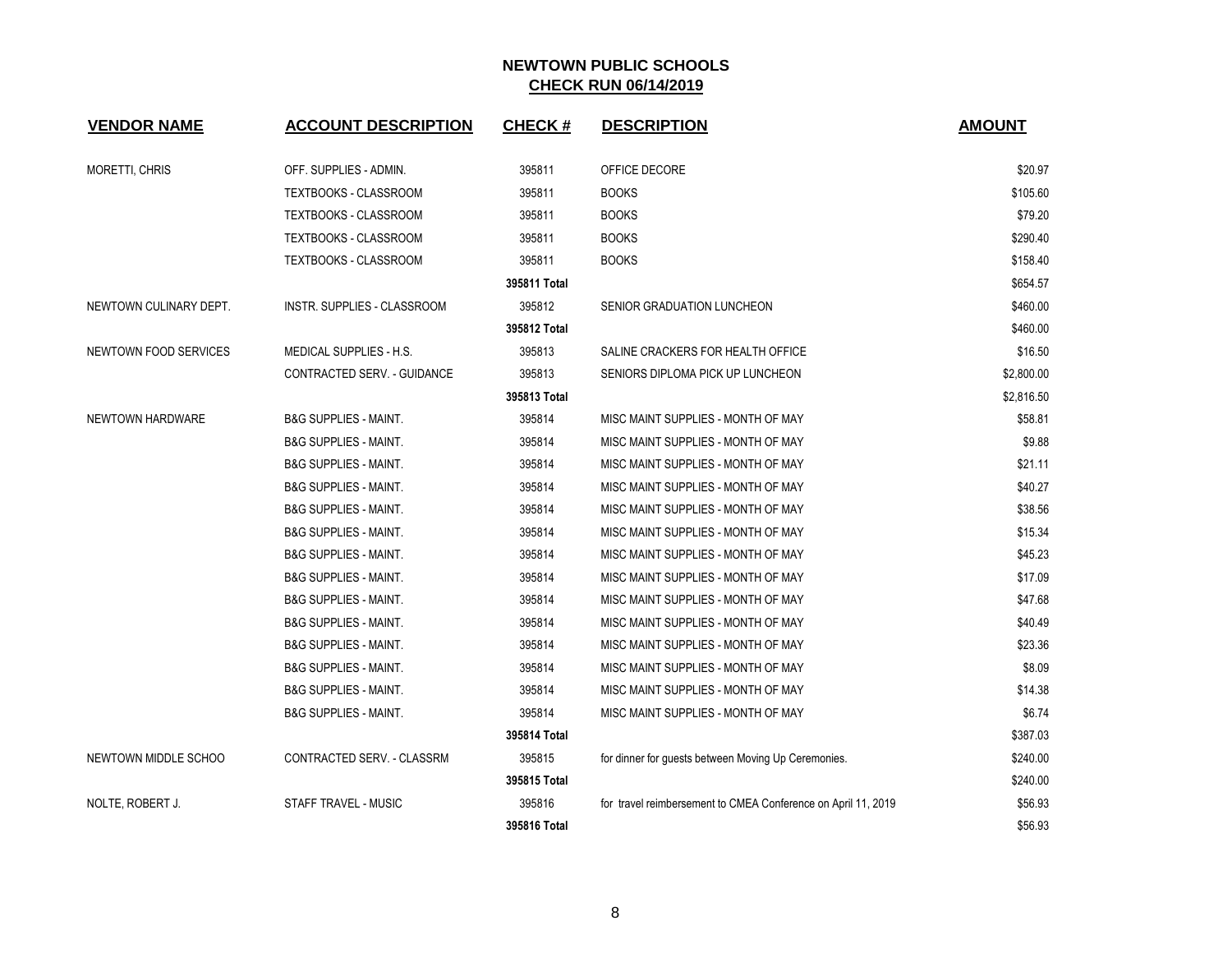## NEWTOWN PUBLIC SCHOOLS
## CHECK RUN 06/14/2019

| VENDOR NAME | ACCOUNT DESCRIPTION | CHECK # | DESCRIPTION | AMOUNT |
|---|---|---|---|---|
| MORETTI, CHRIS | OFF. SUPPLIES - ADMIN. | 395811 | OFFICE DECORE | $20.97 |
| | TEXTBOOKS - CLASSROOM | 395811 | BOOKS | $105.60 |
| | TEXTBOOKS - CLASSROOM | 395811 | BOOKS | $79.20 |
| | TEXTBOOKS - CLASSROOM | 395811 | BOOKS | $290.40 |
| | TEXTBOOKS - CLASSROOM | 395811 | BOOKS | $158.40 |
| | | **395811 Total** | | $654.57 |
| NEWTOWN CULINARY DEPT. | INSTR. SUPPLIES - CLASSROOM | 395812 | SENIOR GRADUATION LUNCHEON | $460.00 |
| | | **395812 Total** | | $460.00 |
| NEWTOWN FOOD SERVICES | MEDICAL SUPPLIES - H.S. | 395813 | SALINE CRACKERS FOR HEALTH OFFICE | $16.50 |
| | CONTRACTED SERV. - GUIDANCE | 395813 | SENIORS DIPLOMA PICK UP LUNCHEON | $2,800.00 |
| | | **395813 Total** | | $2,816.50 |
| NEWTOWN HARDWARE | B&G SUPPLIES - MAINT. | 395814 | MISC MAINT SUPPLIES - MONTH OF MAY | $58.81 |
| | B&G SUPPLIES - MAINT. | 395814 | MISC MAINT SUPPLIES - MONTH OF MAY | $9.88 |
| | B&G SUPPLIES - MAINT. | 395814 | MISC MAINT SUPPLIES - MONTH OF MAY | $21.11 |
| | B&G SUPPLIES - MAINT. | 395814 | MISC MAINT SUPPLIES - MONTH OF MAY | $40.27 |
| | B&G SUPPLIES - MAINT. | 395814 | MISC MAINT SUPPLIES - MONTH OF MAY | $38.56 |
| | B&G SUPPLIES - MAINT. | 395814 | MISC MAINT SUPPLIES - MONTH OF MAY | $15.34 |
| | B&G SUPPLIES - MAINT. | 395814 | MISC MAINT SUPPLIES - MONTH OF MAY | $45.23 |
| | B&G SUPPLIES - MAINT. | 395814 | MISC MAINT SUPPLIES - MONTH OF MAY | $17.09 |
| | B&G SUPPLIES - MAINT. | 395814 | MISC MAINT SUPPLIES - MONTH OF MAY | $47.68 |
| | B&G SUPPLIES - MAINT. | 395814 | MISC MAINT SUPPLIES - MONTH OF MAY | $40.49 |
| | B&G SUPPLIES - MAINT. | 395814 | MISC MAINT SUPPLIES - MONTH OF MAY | $23.36 |
| | B&G SUPPLIES - MAINT. | 395814 | MISC MAINT SUPPLIES - MONTH OF MAY | $8.09 |
| | B&G SUPPLIES - MAINT. | 395814 | MISC MAINT SUPPLIES - MONTH OF MAY | $14.38 |
| | B&G SUPPLIES - MAINT. | 395814 | MISC MAINT SUPPLIES - MONTH OF MAY | $6.74 |
| | | **395814 Total** | | $387.03 |
| NEWTOWN MIDDLE SCHOO | CONTRACTED SERV. - CLASSRM | 395815 | for dinner for guests between Moving Up Ceremonies. | $240.00 |
| | | **395815 Total** | | $240.00 |
| NOLTE, ROBERT J. | STAFF TRAVEL - MUSIC | 395816 | for travel reimbersement to CMEA Conference on April 11, 2019 | $56.93 |
| | | **395816 Total** | | $56.93 |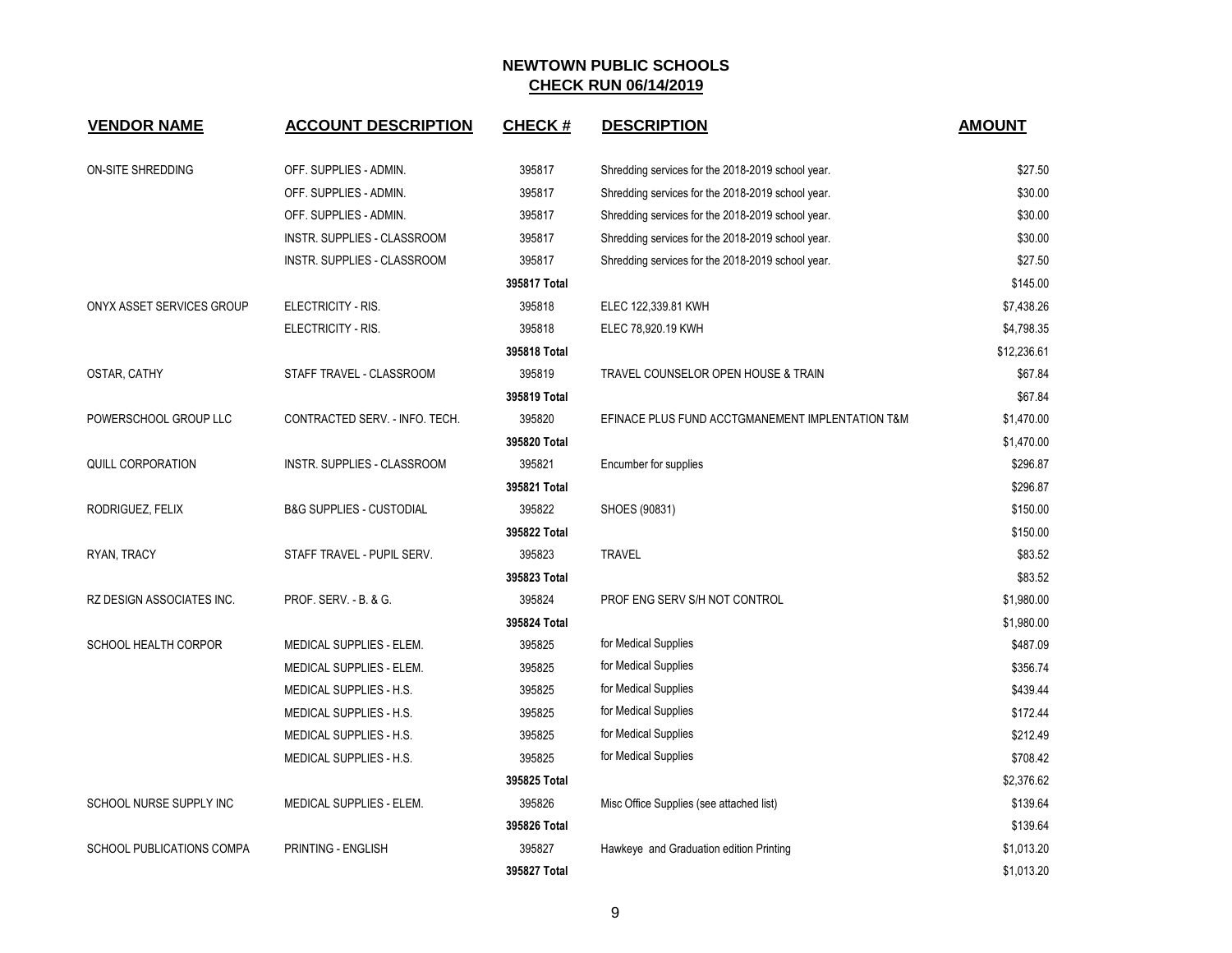# NEWTOWN PUBLIC SCHOOLS

## CHECK RUN 06/14/2019

| VENDOR NAME | ACCOUNT DESCRIPTION | CHECK # | DESCRIPTION | AMOUNT |
|---|---|---|---|---|
| ON-SITE SHREDDING | OFF. SUPPLIES - ADMIN. | 395817 | Shredding services for the 2018-2019 school year. | $27.50 |
| | OFF. SUPPLIES - ADMIN. | 395817 | Shredding services for the 2018-2019 school year. | $30.00 |
| | OFF. SUPPLIES - ADMIN. | 395817 | Shredding services for the 2018-2019 school year. | $30.00 |
| | INSTR. SUPPLIES - CLASSROOM | 395817 | Shredding services for the 2018-2019 school year. | $30.00 |
| | INSTR. SUPPLIES - CLASSROOM | 395817 | Shredding services for the 2018-2019 school year. | $27.50 |
| | | **395817 Total** | | $145.00 |
| ONYX ASSET SERVICES GROUP | ELECTRICITY - RIS. | 395818 | ELEC 122,339.81 KWH | $7,438.26 |
| | ELECTRICITY - RIS. | 395818 | ELEC 78,920.19 KWH | $4,798.35 |
| | | **395818 Total** | | $12,236.61 |
| OSTAR, CATHY | STAFF TRAVEL - CLASSROOM | 395819 | TRAVEL COUNSELOR OPEN HOUSE & TRAIN | $67.84 |
| | | **395819 Total** | | $67.84 |
| POWERSCHOOL GROUP LLC | CONTRACTED SERV. - INFO. TECH. | 395820 | EFINACE PLUS FUND ACCTGMANEMENT IMPLENTATION T&M | $1,470.00 |
| | | **395820 Total** | | $1,470.00 |
| QUILL CORPORATION | INSTR. SUPPLIES - CLASSROOM | 395821 | Encumber for supplies | $296.87 |
| | | **395821 Total** | | $296.87 |
| RODRIGUEZ, FELIX | B&G SUPPLIES - CUSTODIAL | 395822 | SHOES (90831) | $150.00 |
| | | **395822 Total** | | $150.00 |
| RYAN, TRACY | STAFF TRAVEL - PUPIL SERV. | 395823 | TRAVEL | $83.52 |
| | | **395823 Total** | | $83.52 |
| RZ DESIGN ASSOCIATES INC. | PROF. SERV. - B. & G. | 395824 | PROF ENG SERV S/H NOT CONTROL | $1,980.00 |
| | | **395824 Total** | | $1,980.00 |
| SCHOOL HEALTH CORPOR | MEDICAL SUPPLIES - ELEM. | 395825 | for Medical Supplies | $487.09 |
| | MEDICAL SUPPLIES - ELEM. | 395825 | for Medical Supplies | $356.74 |
| | MEDICAL SUPPLIES - H.S. | 395825 | for Medical Supplies | $439.44 |
| | MEDICAL SUPPLIES - H.S. | 395825 | for Medical Supplies | $172.44 |
| | MEDICAL SUPPLIES - H.S. | 395825 | for Medical Supplies | $212.49 |
| | MEDICAL SUPPLIES - H.S. | 395825 | for Medical Supplies | $708.42 |
| | | **395825 Total** | | $2,376.62 |
| SCHOOL NURSE SUPPLY INC | MEDICAL SUPPLIES - ELEM. | 395826 | Misc Office Supplies (see attached list) | $139.64 |
| | | **395826 Total** | | $139.64 |
| SCHOOL PUBLICATIONS COMPA | PRINTING - ENGLISH | 395827 | Hawkeye and Graduation edition Printing | $1,013.20 |
| | | **395827 Total** | | $1,013.20 |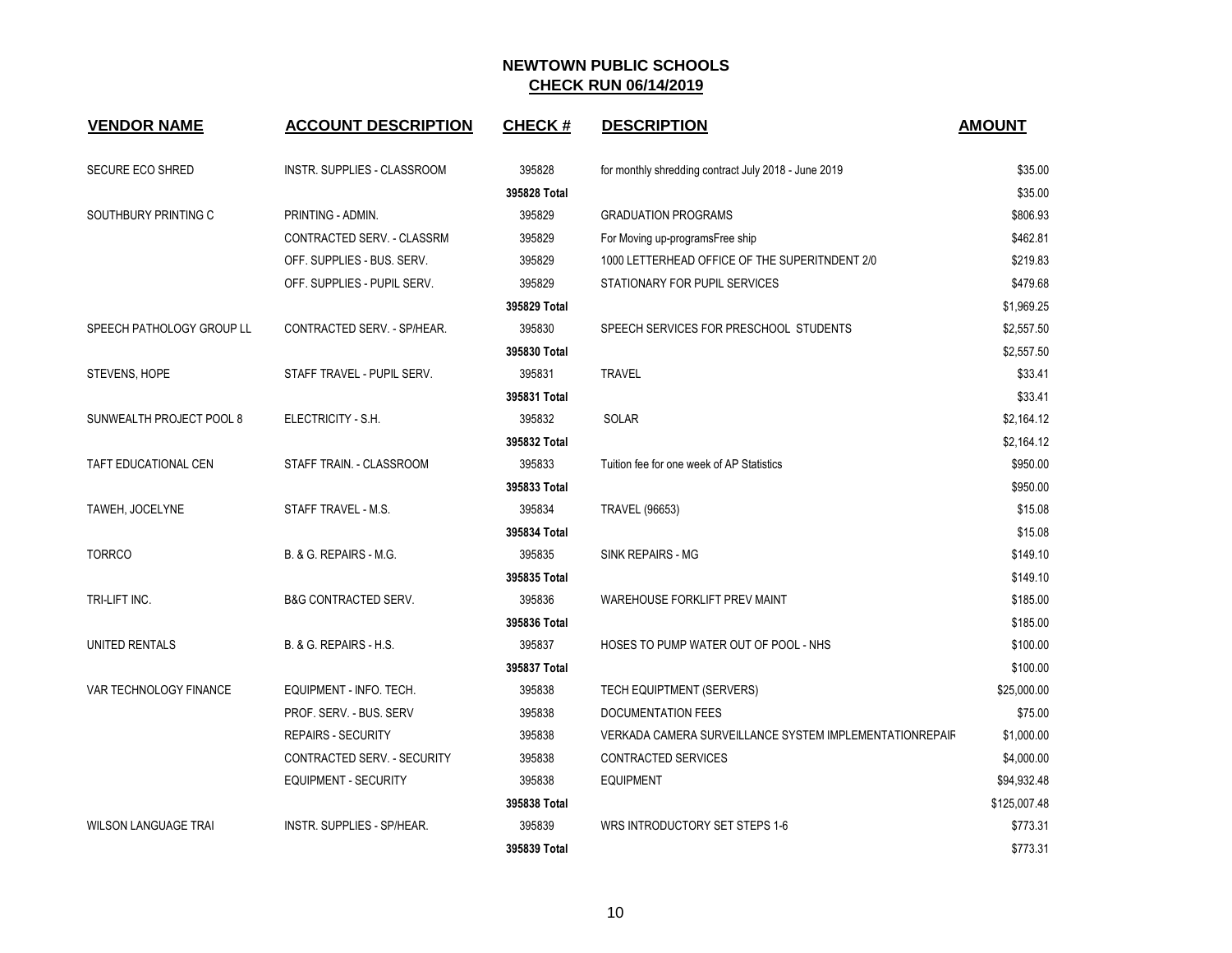**NEWTOWN PUBLIC SCHOOLS**

**CHECK RUN 06/14/2019**

| VENDOR NAME | ACCOUNT DESCRIPTION | CHECK # | DESCRIPTION | AMOUNT |
|---|---|---|---|---|
| SECURE ECO SHRED | INSTR. SUPPLIES - CLASSROOM | 395828 | for monthly shredding contract July 2018 - June 2019 | $35.00 |
| | | **395828 Total** | | $35.00 |
| SOUTHBURY PRINTING C | PRINTING - ADMIN. | 395829 | GRADUATION PROGRAMS | $806.93 |
| | CONTRACTED SERV. - CLASSRM | 395829 | For Moving up-programsFree ship | $462.81 |
| | OFF. SUPPLIES - BUS. SERV. | 395829 | 1000 LETTERHEAD OFFICE OF THE SUPERITNDENT 2/0 | $219.83 |
| | OFF. SUPPLIES - PUPIL SERV. | 395829 | STATIONARY FOR PUPIL SERVICES | $479.68 |
| | | **395829 Total** | | $1,969.25 |
| SPEECH PATHOLOGY GROUP LL | CONTRACTED SERV. - SP/HEAR. | 395830 | SPEECH SERVICES FOR PRESCHOOL STUDENTS | $2,557.50 |
| | | **395830 Total** | | $2,557.50 |
| STEVENS, HOPE | STAFF TRAVEL - PUPIL SERV. | 395831 | TRAVEL | $33.41 |
| | | **395831 Total** | | $33.41 |
| SUNWEALTH PROJECT POOL 8 | ELECTRICITY - S.H. | 395832 | SOLAR | $2,164.12 |
| | | **395832 Total** | | $2,164.12 |
| TAFT EDUCATIONAL CEN | STAFF TRAIN. - CLASSROOM | 395833 | Tuition fee for one week of AP Statistics | $950.00 |
| | | **395833 Total** | | $950.00 |
| TAWEH, JOCELYNE | STAFF TRAVEL - M.S. | 395834 | TRAVEL (96653) | $15.08 |
| | | **395834 Total** | | $15.08 |
| TORRCO | B. & G. REPAIRS - M.G. | 395835 | SINK REPAIRS - MG | $149.10 |
| | | **395835 Total** | | $149.10 |
| TRI-LIFT INC. | B&G CONTRACTED SERV. | 395836 | WAREHOUSE FORKLIFT PREV MAINT | $185.00 |
| | | **395836 Total** | | $185.00 |
| UNITED RENTALS | B. & G. REPAIRS - H.S. | 395837 | HOSES TO PUMP WATER OUT OF POOL - NHS | $100.00 |
| | | **395837 Total** | | $100.00 |
| VAR TECHNOLOGY FINANCE | EQUIPMENT - INFO. TECH. | 395838 | TECH EQUIPTMENT (SERVERS) | $25,000.00 |
| | PROF. SERV. - BUS. SERV | 395838 | DOCUMENTATION FEES | $75.00 |
| | REPAIRS - SECURITY | 395838 | VERKADA CAMERA SURVEILLANCE SYSTEM IMPLEMENTATIONREPAIR | $1,000.00 |
| | CONTRACTED SERV. - SECURITY | 395838 | CONTRACTED SERVICES | $4,000.00 |
| | EQUIPMENT - SECURITY | 395838 | EQUIPMENT | $94,932.48 |
| | | **395838 Total** | | $125,007.48 |
| WILSON LANGUAGE TRAI | INSTR. SUPPLIES - SP/HEAR. | 395839 | WRS INTRODUCTORY SET STEPS 1-6 | $773.31 |
| | | **395839 Total** | | $773.31 |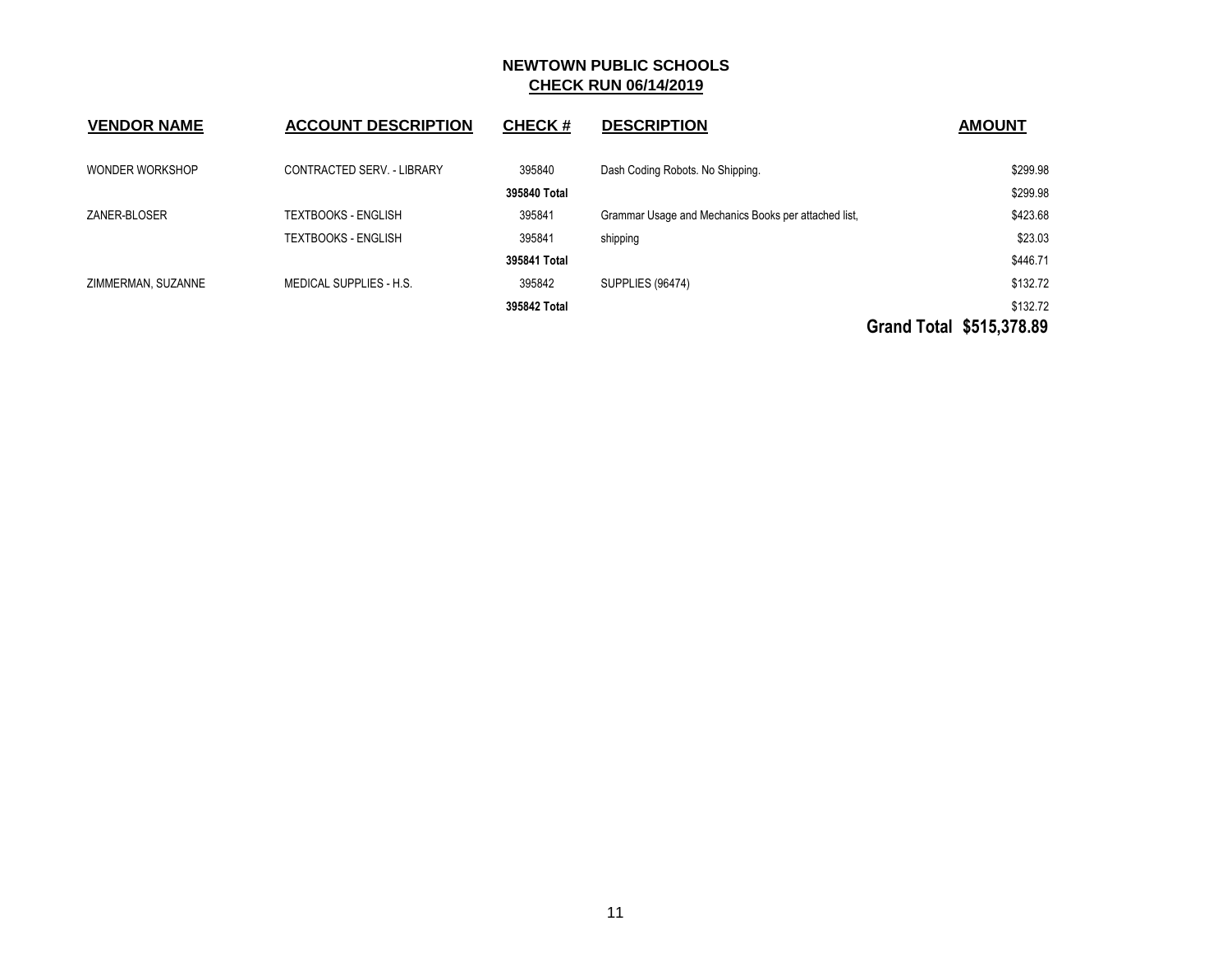**NEWTOWN PUBLIC SCHOOLS**
**CHECK RUN 06/14/2019**

| VENDOR NAME | ACCOUNT DESCRIPTION | CHECK # | DESCRIPTION | AMOUNT |
|---|---|---|---|---|
| WONDER WORKSHOP | CONTRACTED SERV. - LIBRARY | 395840 | Dash Coding Robots. No Shipping. | $299.98 |
| | | **395840 Total** | | $299.98 |
| ZANER-BLOSER | TEXTBOOKS - ENGLISH | 395841 | Grammar Usage and Mechanics Books per attached list, | $423.68 |
| | TEXTBOOKS - ENGLISH | 395841 | shipping | $23.03 |
| | | **395841 Total** | | $446.71 |
| ZIMMERMAN, SUZANNE | MEDICAL SUPPLIES - H.S. | 395842 | SUPPLIES (96474) | $132.72 |
| | | **395842 Total** | | $132.72 |
| | | | **Grand Total** | **$515,378.89** |